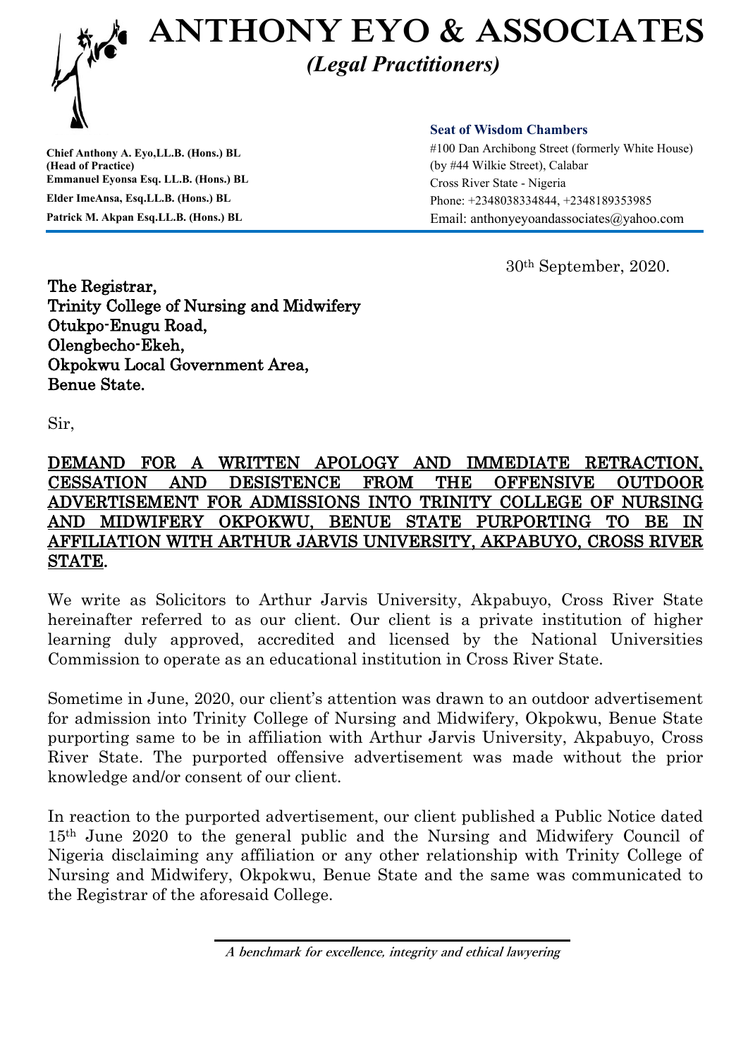# ANTHONY EYO & ASSOCIATES

*(Legal Practitioners)*

**Chief Anthony A. Eyo,LL.B. (Hons.) BL**
**(Head of Practice)**
**Emmanuel Eyonsa Esq. LL.B. (Hons.) BL**
**Elder ImeAnsa, Esq.LL.B. (Hons.) BL**
**Patrick M. Akpan Esq.LL.B. (Hons.) BL**

**Seat of Wisdom Chambers**
#100 Dan Archibong Street (formerly White House)
(by #44 Wilkie Street), Calabar
Cross River State - Nigeria
Phone: +2348038334844, +2348189353985
Email: anthonyeyoandassociates@yahoo.com

30th September, 2020.

The Registrar,
Trinity College of Nursing and Midwifery
Otukpo-Enugu Road,
Olengbecho-Ekeh,
Okpokwu Local Government Area,
Benue State.

Sir,

**DEMAND FOR A WRITTEN APOLOGY AND IMMEDIATE RETRACTION, CESSATION AND DESISTENCE FROM THE OFFENSIVE OUTDOOR ADVERTISEMENT FOR ADMISSIONS INTO TRINITY COLLEGE OF NURSING AND MIDWIFERY OKPOKWU, BENUE STATE PURPORTING TO BE IN AFFILIATION WITH ARTHUR JARVIS UNIVERSITY, AKPABUYO, CROSS RIVER STATE.**

We write as Solicitors to Arthur Jarvis University, Akpabuyo, Cross River State hereinafter referred to as our client. Our client is a private institution of higher learning duly approved, accredited and licensed by the National Universities Commission to operate as an educational institution in Cross River State.

Sometime in June, 2020, our client's attention was drawn to an outdoor advertisement for admission into Trinity College of Nursing and Midwifery, Okpokwu, Benue State purporting same to be in affiliation with Arthur Jarvis University, Akpabuyo, Cross River State. The purported offensive advertisement was made without the prior knowledge and/or consent of our client.

In reaction to the purported advertisement, our client published a Public Notice dated 15th June 2020 to the general public and the Nursing and Midwifery Council of Nigeria disclaiming any affiliation or any other relationship with Trinity College of Nursing and Midwifery, Okpokwu, Benue State and the same was communicated to the Registrar of the aforesaid College.

*A benchmark for excellence, integrity and ethical lawyering*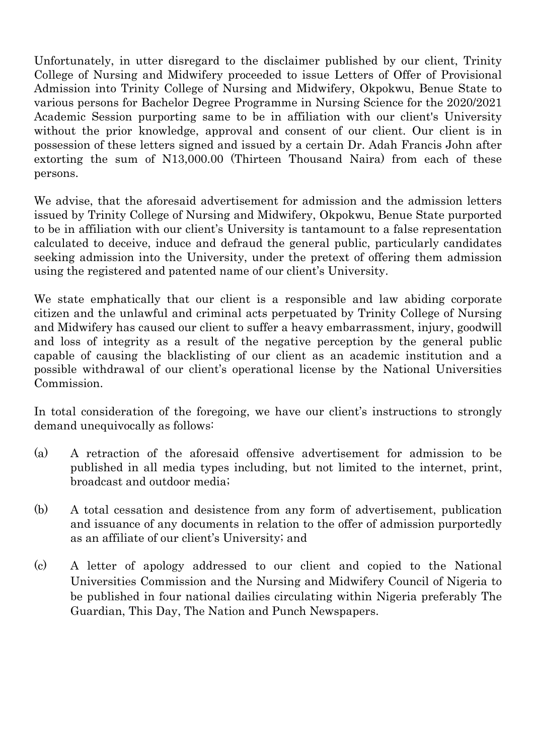Unfortunately, in utter disregard to the disclaimer published by our client, Trinity College of Nursing and Midwifery proceeded to issue Letters of Offer of Provisional Admission into Trinity College of Nursing and Midwifery, Okpokwu, Benue State to various persons for Bachelor Degree Programme in Nursing Science for the 2020/2021 Academic Session purporting same to be in affiliation with our client's University without the prior knowledge, approval and consent of our client. Our client is in possession of these letters signed and issued by a certain Dr. Adah Francis John after extorting the sum of N13,000.00 (Thirteen Thousand Naira) from each of these persons.

We advise, that the aforesaid advertisement for admission and the admission letters issued by Trinity College of Nursing and Midwifery, Okpokwu, Benue State purported to be in affiliation with our client's University is tantamount to a false representation calculated to deceive, induce and defraud the general public, particularly candidates seeking admission into the University, under the pretext of offering them admission using the registered and patented name of our client's University.

We state emphatically that our client is a responsible and law abiding corporate citizen and the unlawful and criminal acts perpetuated by Trinity College of Nursing and Midwifery has caused our client to suffer a heavy embarrassment, injury, goodwill and loss of integrity as a result of the negative perception by the general public capable of causing the blacklisting of our client as an academic institution and a possible withdrawal of our client's operational license by the National Universities Commission.

In total consideration of the foregoing, we have our client's instructions to strongly demand unequivocally as follows:

(a) A retraction of the aforesaid offensive advertisement for admission to be published in all media types including, but not limited to the internet, print, broadcast and outdoor media;

(b) A total cessation and desistence from any form of advertisement, publication and issuance of any documents in relation to the offer of admission purportedly as an affiliate of our client's University; and

(c) A letter of apology addressed to our client and copied to the National Universities Commission and the Nursing and Midwifery Council of Nigeria to be published in four national dailies circulating within Nigeria preferably The Guardian, This Day, The Nation and Punch Newspapers.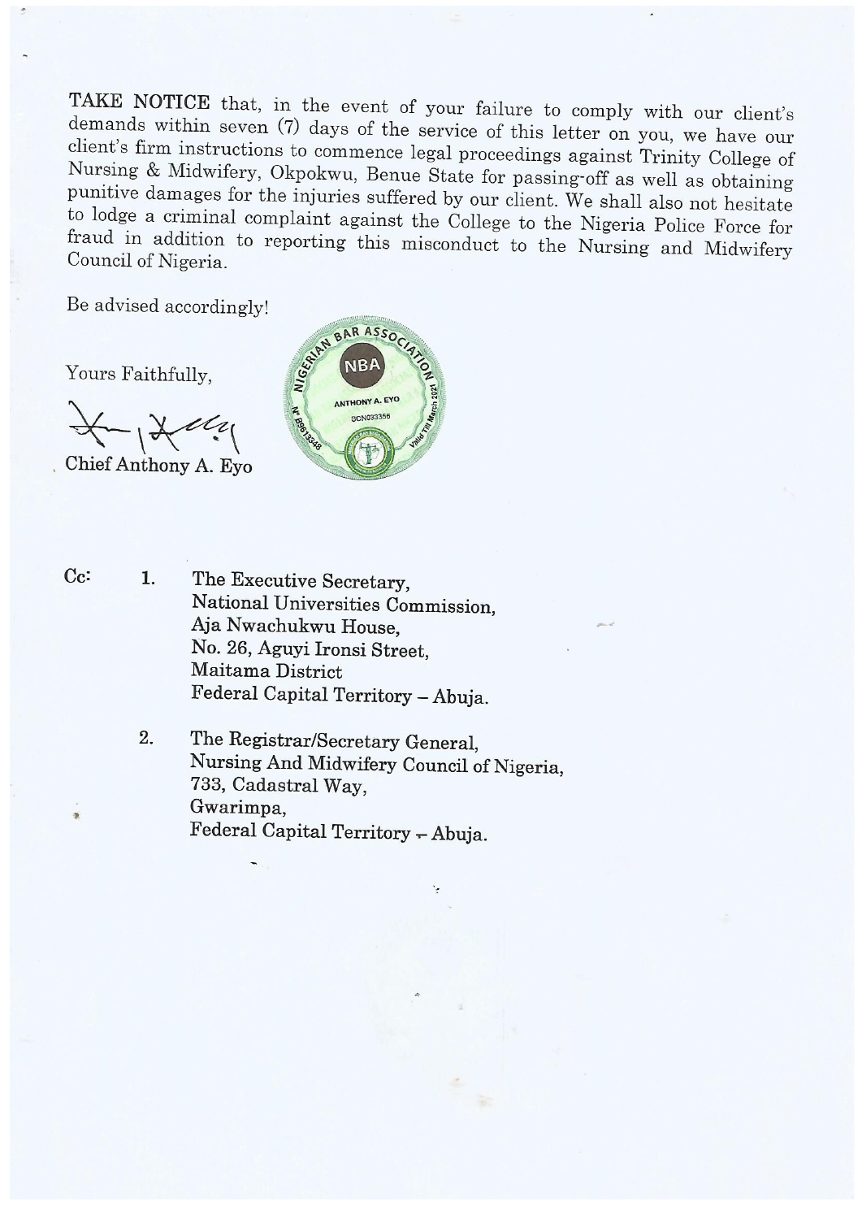**TAKE NOTICE** that, in the event of your failure to comply with our client's demands within seven (7) days of the service of this letter on you, we have our client's firm instructions to commence legal proceedings against Trinity College of Nursing & Midwifery, Okpokwu, Benue State for passing-off as well as obtaining punitive damages for the injuries suffered by our client. We shall also not hesitate to lodge a criminal complaint against the College to the Nigeria Police Force for fraud in addition to reporting this misconduct to the Nursing and Midwifery Council of Nigeria.

Be advised accordingly!

Yours Faithfully,

Chief Anthony A. Eyo

NIGERIAN BAR ASSOCIATION
NBA
ANTHONY A. EYO
SCN033356
Nº B9613349
Valid Till March 2021

Cc:

1. The Executive Secretary,
   National Universities Commission,
   Aja Nwachukwu House,
   No. 26, Aguyi Ironsi Street,
   Maitama District
   Federal Capital Territory – Abuja.

2. The Registrar/Secretary General,
   Nursing And Midwifery Council of Nigeria,
   733, Cadastral Way,
   Gwarimpa,
   Federal Capital Territory – Abuja.